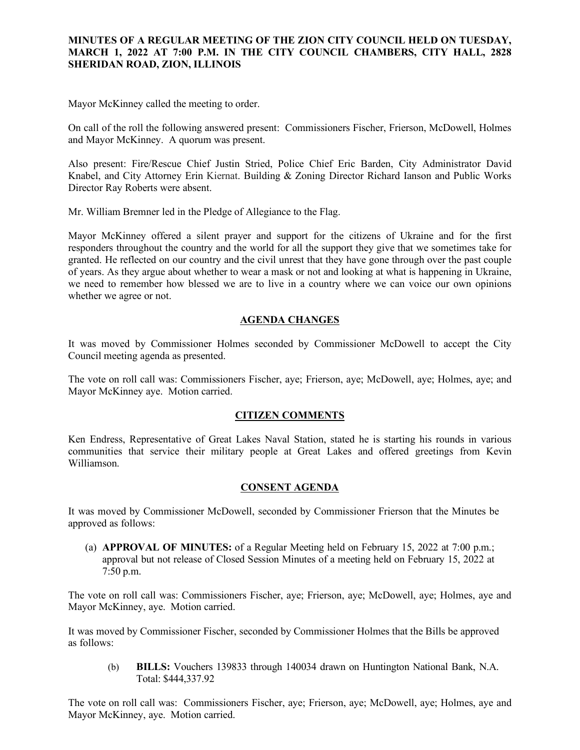**MINUTES OF A REGULAR MEETING OF THE ZION CITY COUNCIL HELD ON TUESDAY, MARCH 1, 2022 AT 7:00 P.M. IN THE CITY COUNCIL CHAMBERS, CITY HALL, 2828 SHERIDAN ROAD, ZION, ILLINOIS**

Mayor McKinney called the meeting to order.

On call of the roll the following answered present: Commissioners Fischer, Frierson, McDowell, Holmes and Mayor McKinney. A quorum was present.

Also present: Fire/Rescue Chief Justin Stried, Police Chief Eric Barden, City Administrator David Knabel, and City Attorney Erin Kiernat. Building & Zoning Director Richard Ianson and Public Works Director Ray Roberts were absent.

Mr. William Bremner led in the Pledge of Allegiance to the Flag.

Mayor McKinney offered a silent prayer and support for the citizens of Ukraine and for the first responders throughout the country and the world for all the support they give that we sometimes take for granted. He reflected on our country and the civil unrest that they have gone through over the past couple of years. As they argue about whether to wear a mask or not and looking at what is happening in Ukraine, we need to remember how blessed we are to live in a country where we can voice our own opinions whether we agree or not.

## AGENDA CHANGES

It was moved by Commissioner Holmes seconded by Commissioner McDowell to accept the City Council meeting agenda as presented.

The vote on roll call was: Commissioners Fischer, aye; Frierson, aye; McDowell, aye; Holmes, aye; and Mayor McKinney aye. Motion carried.

## CITIZEN COMMENTS

Ken Endress, Representative of Great Lakes Naval Station, stated he is starting his rounds in various communities that service their military people at Great Lakes and offered greetings from Kevin Williamson.

## CONSENT AGENDA

It was moved by Commissioner McDowell, seconded by Commissioner Frierson that the Minutes be approved as follows:

(a) **APPROVAL OF MINUTES:** of a Regular Meeting held on February 15, 2022 at 7:00 p.m.; approval but not release of Closed Session Minutes of a meeting held on February 15, 2022 at 7:50 p.m.

The vote on roll call was: Commissioners Fischer, aye; Frierson, aye; McDowell, aye; Holmes, aye and Mayor McKinney, aye. Motion carried.

It was moved by Commissioner Fischer, seconded by Commissioner Holmes that the Bills be approved as follows:

(b) **BILLS:** Vouchers 139833 through 140034 drawn on Huntington National Bank, N.A. Total: $444,337.92

The vote on roll call was: Commissioners Fischer, aye; Frierson, aye; McDowell, aye; Holmes, aye and Mayor McKinney, aye. Motion carried.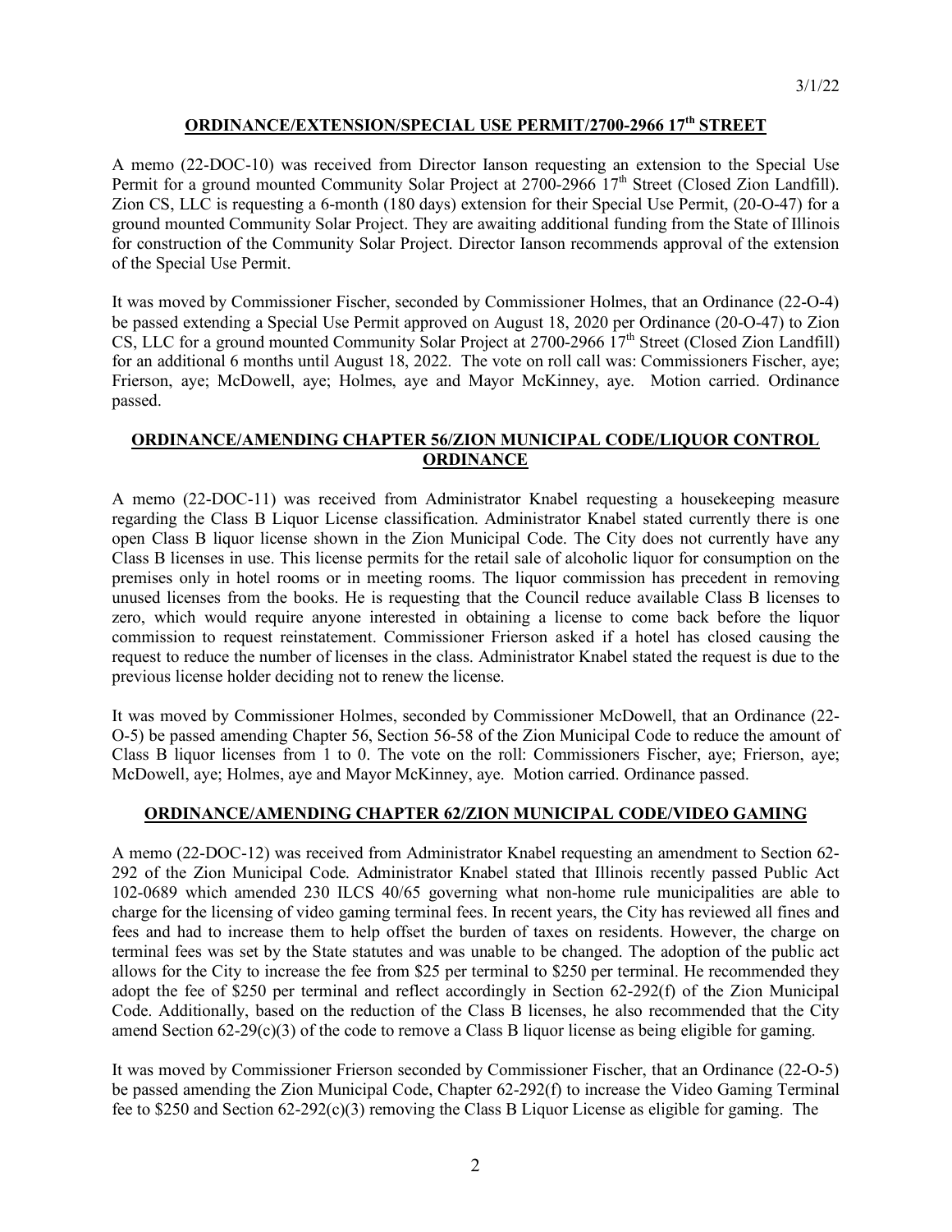## ORDINANCE/EXTENSION/SPECIAL USE PERMIT/2700-2966 17th STREET

A memo (22-DOC-10) was received from Director Ianson requesting an extension to the Special Use Permit for a ground mounted Community Solar Project at 2700-2966 17th Street (Closed Zion Landfill). Zion CS, LLC is requesting a 6-month (180 days) extension for their Special Use Permit, (20-O-47) for a ground mounted Community Solar Project. They are awaiting additional funding from the State of Illinois for construction of the Community Solar Project. Director Ianson recommends approval of the extension of the Special Use Permit.

It was moved by Commissioner Fischer, seconded by Commissioner Holmes, that an Ordinance (22-O-4) be passed extending a Special Use Permit approved on August 18, 2020 per Ordinance (20-O-47) to Zion CS, LLC for a ground mounted Community Solar Project at 2700-2966 17th Street (Closed Zion Landfill) for an additional 6 months until August 18, 2022. The vote on roll call was: Commissioners Fischer, aye; Frierson, aye; McDowell, aye; Holmes, aye and Mayor McKinney, aye. Motion carried. Ordinance passed.

## ORDINANCE/AMENDING CHAPTER 56/ZION MUNICIPAL CODE/LIQUOR CONTROL ORDINANCE

A memo (22-DOC-11) was received from Administrator Knabel requesting a housekeeping measure regarding the Class B Liquor License classification. Administrator Knabel stated currently there is one open Class B liquor license shown in the Zion Municipal Code. The City does not currently have any Class B licenses in use. This license permits for the retail sale of alcoholic liquor for consumption on the premises only in hotel rooms or in meeting rooms. The liquor commission has precedent in removing unused licenses from the books. He is requesting that the Council reduce available Class B licenses to zero, which would require anyone interested in obtaining a license to come back before the liquor commission to request reinstatement. Commissioner Frierson asked if a hotel has closed causing the request to reduce the number of licenses in the class. Administrator Knabel stated the request is due to the previous license holder deciding not to renew the license.

It was moved by Commissioner Holmes, seconded by Commissioner McDowell, that an Ordinance (22-O-5) be passed amending Chapter 56, Section 56-58 of the Zion Municipal Code to reduce the amount of Class B liquor licenses from 1 to 0. The vote on the roll: Commissioners Fischer, aye; Frierson, aye; McDowell, aye; Holmes, aye and Mayor McKinney, aye. Motion carried. Ordinance passed.

## ORDINANCE/AMENDING CHAPTER 62/ZION MUNICIPAL CODE/VIDEO GAMING

A memo (22-DOC-12) was received from Administrator Knabel requesting an amendment to Section 62-292 of the Zion Municipal Code. Administrator Knabel stated that Illinois recently passed Public Act 102-0689 which amended 230 ILCS 40/65 governing what non-home rule municipalities are able to charge for the licensing of video gaming terminal fees. In recent years, the City has reviewed all fines and fees and had to increase them to help offset the burden of taxes on residents. However, the charge on terminal fees was set by the State statutes and was unable to be changed. The adoption of the public act allows for the City to increase the fee from $25 per terminal to $250 per terminal. He recommended they adopt the fee of $250 per terminal and reflect accordingly in Section 62-292(f) of the Zion Municipal Code. Additionally, based on the reduction of the Class B licenses, he also recommended that the City amend Section 62-29(c)(3) of the code to remove a Class B liquor license as being eligible for gaming.

It was moved by Commissioner Frierson seconded by Commissioner Fischer, that an Ordinance (22-O-5) be passed amending the Zion Municipal Code, Chapter 62-292(f) to increase the Video Gaming Terminal fee to $250 and Section 62-292(c)(3) removing the Class B Liquor License as eligible for gaming. The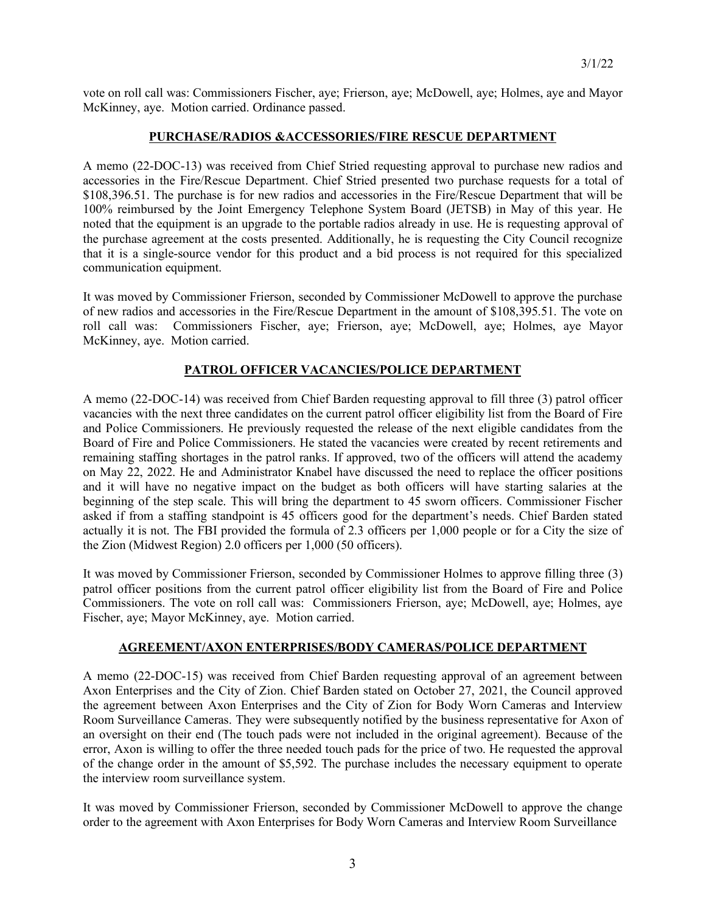vote on roll call was: Commissioners Fischer, aye; Frierson, aye; McDowell, aye; Holmes, aye and Mayor McKinney, aye. Motion carried. Ordinance passed.

## PURCHASE/RADIOS &ACCESSORIES/FIRE RESCUE DEPARTMENT

A memo (22-DOC-13) was received from Chief Stried requesting approval to purchase new radios and accessories in the Fire/Rescue Department. Chief Stried presented two purchase requests for a total of \$108,396.51. The purchase is for new radios and accessories in the Fire/Rescue Department that will be 100% reimbursed by the Joint Emergency Telephone System Board (JETSB) in May of this year. He noted that the equipment is an upgrade to the portable radios already in use. He is requesting approval of the purchase agreement at the costs presented. Additionally, he is requesting the City Council recognize that it is a single-source vendor for this product and a bid process is not required for this specialized communication equipment.

It was moved by Commissioner Frierson, seconded by Commissioner McDowell to approve the purchase of new radios and accessories in the Fire/Rescue Department in the amount of \$108,395.51. The vote on roll call was: Commissioners Fischer, aye; Frierson, aye; McDowell, aye; Holmes, aye Mayor McKinney, aye. Motion carried.

## PATROL OFFICER VACANCIES/POLICE DEPARTMENT

A memo (22-DOC-14) was received from Chief Barden requesting approval to fill three (3) patrol officer vacancies with the next three candidates on the current patrol officer eligibility list from the Board of Fire and Police Commissioners. He previously requested the release of the next eligible candidates from the Board of Fire and Police Commissioners. He stated the vacancies were created by recent retirements and remaining staffing shortages in the patrol ranks. If approved, two of the officers will attend the academy on May 22, 2022. He and Administrator Knabel have discussed the need to replace the officer positions and it will have no negative impact on the budget as both officers will have starting salaries at the beginning of the step scale. This will bring the department to 45 sworn officers. Commissioner Fischer asked if from a staffing standpoint is 45 officers good for the department's needs. Chief Barden stated actually it is not. The FBI provided the formula of 2.3 officers per 1,000 people or for a City the size of the Zion (Midwest Region) 2.0 officers per 1,000 (50 officers).

It was moved by Commissioner Frierson, seconded by Commissioner Holmes to approve filling three (3) patrol officer positions from the current patrol officer eligibility list from the Board of Fire and Police Commissioners. The vote on roll call was: Commissioners Frierson, aye; McDowell, aye; Holmes, aye Fischer, aye; Mayor McKinney, aye. Motion carried.

## AGREEMENT/AXON ENTERPRISES/BODY CAMERAS/POLICE DEPARTMENT

A memo (22-DOC-15) was received from Chief Barden requesting approval of an agreement between Axon Enterprises and the City of Zion. Chief Barden stated on October 27, 2021, the Council approved the agreement between Axon Enterprises and the City of Zion for Body Worn Cameras and Interview Room Surveillance Cameras. They were subsequently notified by the business representative for Axon of an oversight on their end (The touch pads were not included in the original agreement). Because of the error, Axon is willing to offer the three needed touch pads for the price of two. He requested the approval of the change order in the amount of \$5,592. The purchase includes the necessary equipment to operate the interview room surveillance system.

It was moved by Commissioner Frierson, seconded by Commissioner McDowell to approve the change order to the agreement with Axon Enterprises for Body Worn Cameras and Interview Room Surveillance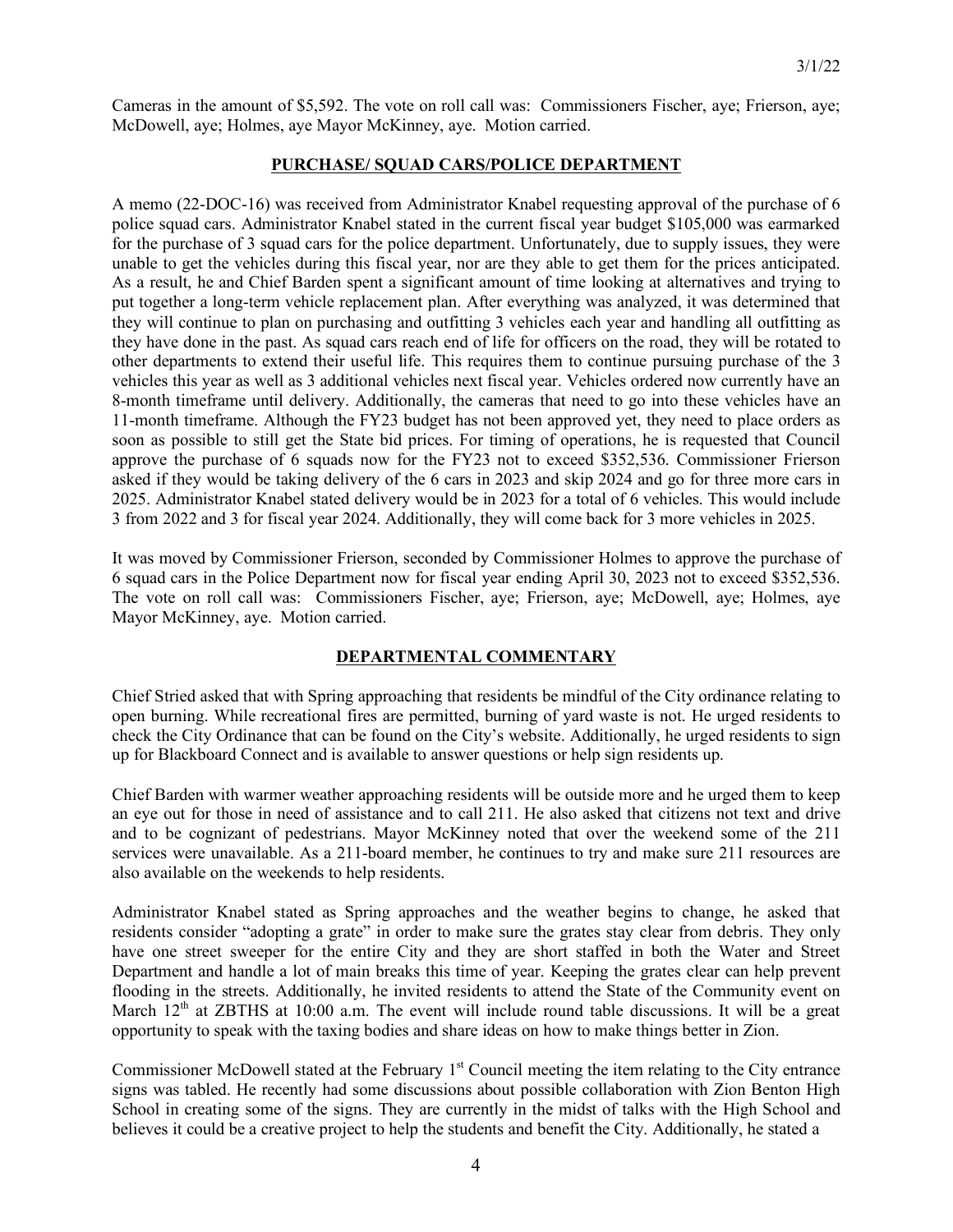Cameras in the amount of $5,592. The vote on roll call was: Commissioners Fischer, aye; Frierson, aye; McDowell, aye; Holmes, aye Mayor McKinney, aye. Motion carried.

## PURCHASE/ SQUAD CARS/POLICE DEPARTMENT

A memo (22-DOC-16) was received from Administrator Knabel requesting approval of the purchase of 6 police squad cars. Administrator Knabel stated in the current fiscal year budget $105,000 was earmarked for the purchase of 3 squad cars for the police department. Unfortunately, due to supply issues, they were unable to get the vehicles during this fiscal year, nor are they able to get them for the prices anticipated. As a result, he and Chief Barden spent a significant amount of time looking at alternatives and trying to put together a long-term vehicle replacement plan. After everything was analyzed, it was determined that they will continue to plan on purchasing and outfitting 3 vehicles each year and handling all outfitting as they have done in the past. As squad cars reach end of life for officers on the road, they will be rotated to other departments to extend their useful life. This requires them to continue pursuing purchase of the 3 vehicles this year as well as 3 additional vehicles next fiscal year. Vehicles ordered now currently have an 8-month timeframe until delivery. Additionally, the cameras that need to go into these vehicles have an 11-month timeframe. Although the FY23 budget has not been approved yet, they need to place orders as soon as possible to still get the State bid prices. For timing of operations, he is requested that Council approve the purchase of 6 squads now for the FY23 not to exceed $352,536. Commissioner Frierson asked if they would be taking delivery of the 6 cars in 2023 and skip 2024 and go for three more cars in 2025. Administrator Knabel stated delivery would be in 2023 for a total of 6 vehicles. This would include 3 from 2022 and 3 for fiscal year 2024. Additionally, they will come back for 3 more vehicles in 2025.

It was moved by Commissioner Frierson, seconded by Commissioner Holmes to approve the purchase of 6 squad cars in the Police Department now for fiscal year ending April 30, 2023 not to exceed $352,536. The vote on roll call was: Commissioners Fischer, aye; Frierson, aye; McDowell, aye; Holmes, aye Mayor McKinney, aye. Motion carried.

## DEPARTMENTAL COMMENTARY

Chief Stried asked that with Spring approaching that residents be mindful of the City ordinance relating to open burning. While recreational fires are permitted, burning of yard waste is not. He urged residents to check the City Ordinance that can be found on the City's website. Additionally, he urged residents to sign up for Blackboard Connect and is available to answer questions or help sign residents up.

Chief Barden with warmer weather approaching residents will be outside more and he urged them to keep an eye out for those in need of assistance and to call 211. He also asked that citizens not text and drive and to be cognizant of pedestrians. Mayor McKinney noted that over the weekend some of the 211 services were unavailable. As a 211-board member, he continues to try and make sure 211 resources are also available on the weekends to help residents.

Administrator Knabel stated as Spring approaches and the weather begins to change, he asked that residents consider "adopting a grate" in order to make sure the grates stay clear from debris. They only have one street sweeper for the entire City and they are short staffed in both the Water and Street Department and handle a lot of main breaks this time of year. Keeping the grates clear can help prevent flooding in the streets. Additionally, he invited residents to attend the State of the Community event on March 12th at ZBTHS at 10:00 a.m. The event will include round table discussions. It will be a great opportunity to speak with the taxing bodies and share ideas on how to make things better in Zion.

Commissioner McDowell stated at the February 1st Council meeting the item relating to the City entrance signs was tabled. He recently had some discussions about possible collaboration with Zion Benton High School in creating some of the signs. They are currently in the midst of talks with the High School and believes it could be a creative project to help the students and benefit the City. Additionally, he stated a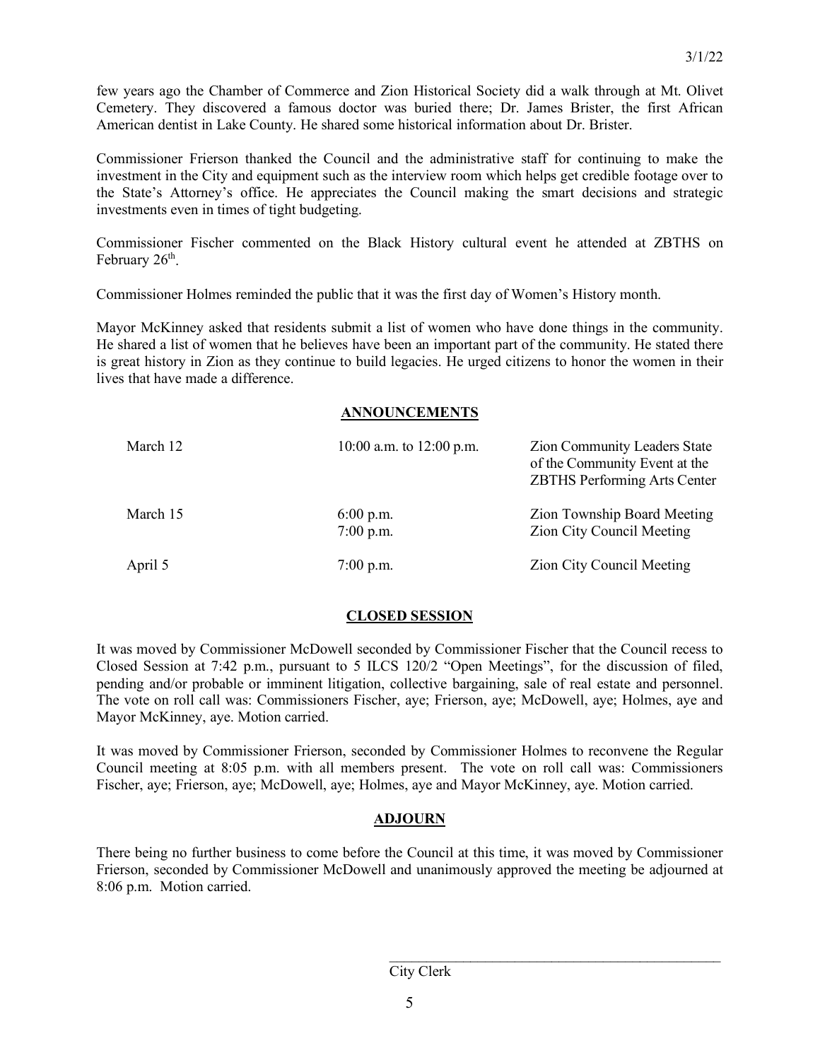few years ago the Chamber of Commerce and Zion Historical Society did a walk through at Mt. Olivet Cemetery. They discovered a famous doctor was buried there; Dr. James Brister, the first African American dentist in Lake County. He shared some historical information about Dr. Brister.

Commissioner Frierson thanked the Council and the administrative staff for continuing to make the investment in the City and equipment such as the interview room which helps get credible footage over to the State's Attorney's office. He appreciates the Council making the smart decisions and strategic investments even in times of tight budgeting.

Commissioner Fischer commented on the Black History cultural event he attended at ZBTHS on February 26th.

Commissioner Holmes reminded the public that it was the first day of Women's History month.

Mayor McKinney asked that residents submit a list of women who have done things in the community. He shared a list of women that he believes have been an important part of the community. He stated there is great history in Zion as they continue to build legacies. He urged citizens to honor the women in their lives that have made a difference.

## ANNOUNCEMENTS

| | | |
|---|---|---|
| March 12 | 10:00 a.m. to 12:00 p.m. | Zion Community Leaders State of the Community Event at the ZBTHS Performing Arts Center |
| March 15 | 6:00 p.m.<br>7:00 p.m. | Zion Township Board Meeting<br>Zion City Council Meeting |
| April 5 | 7:00 p.m. | Zion City Council Meeting |

## CLOSED SESSION

It was moved by Commissioner McDowell seconded by Commissioner Fischer that the Council recess to Closed Session at 7:42 p.m., pursuant to 5 ILCS 120/2 "Open Meetings", for the discussion of filed, pending and/or probable or imminent litigation, collective bargaining, sale of real estate and personnel. The vote on roll call was: Commissioners Fischer, aye; Frierson, aye; McDowell, aye; Holmes, aye and Mayor McKinney, aye. Motion carried.

It was moved by Commissioner Frierson, seconded by Commissioner Holmes to reconvene the Regular Council meeting at 8:05 p.m. with all members present. The vote on roll call was: Commissioners Fischer, aye; Frierson, aye; McDowell, aye; Holmes, aye and Mayor McKinney, aye. Motion carried.

## ADJOURN

There being no further business to come before the Council at this time, it was moved by Commissioner Frierson, seconded by Commissioner McDowell and unanimously approved the meeting be adjourned at 8:06 p.m. Motion carried.

\_\_\_\_\_\_\_\_\_\_\_\_\_\_\_\_\_\_\_\_\_\_\_\_\_\_\_\_\_\_\_\_\_\_\_\_\_\_\_\_
City Clerk